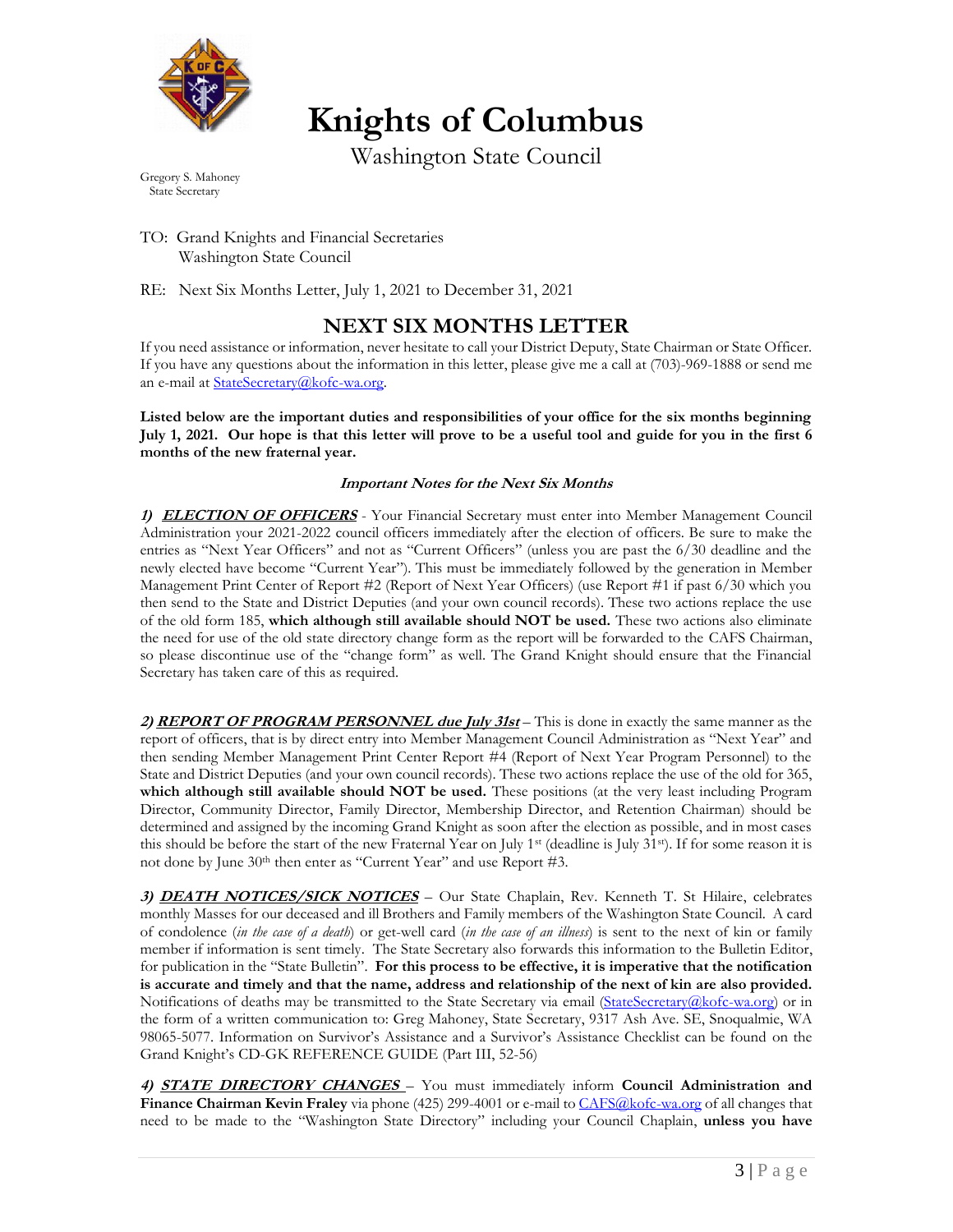# Knights of Columbus

Washington State Council

Gregory S. Mahoney
State Secretary

TO: Grand Knights and Financial Secretaries
Washington State Council

RE: Next Six Months Letter, July 1, 2021 to December 31, 2021

## NEXT SIX MONTHS LETTER

If you need assistance or information, never hesitate to call your District Deputy, State Chairman or State Officer. If you have any questions about the information in this letter, please give me a call at (703)-969-1888 or send me an e-mail at StateSecretary@kofc-wa.org.

**Listed below are the important duties and responsibilities of your office for the six months beginning July 1, 2021. Our hope is that this letter will prove to be a useful tool and guide for you in the first 6 months of the new fraternal year.**

***Important Notes for the Next Six Months***

***1) ELECTION OF OFFICERS*** - Your Financial Secretary must enter into Member Management Council Administration your 2021-2022 council officers immediately after the election of officers. Be sure to make the entries as "Next Year Officers" and not as "Current Officers" (unless you are past the 6/30 deadline and the newly elected have become "Current Year"). This must be immediately followed by the generation in Member Management Print Center of Report #2 (Report of Next Year Officers) (use Report #1 if past 6/30 which you then send to the State and District Deputies (and your own council records). These two actions replace the use of the old form 185, **which although still available should NOT be used.** These two actions also eliminate the need for use of the old state directory change form as the report will be forwarded to the CAFS Chairman, so please discontinue use of the "change form" as well. The Grand Knight should ensure that the Financial Secretary has taken care of this as required.

***2) REPORT OF PROGRAM PERSONNEL due July 31st*** – This is done in exactly the same manner as the report of officers, that is by direct entry into Member Management Council Administration as "Next Year" and then sending Member Management Print Center Report #4 (Report of Next Year Program Personnel) to the State and District Deputies (and your own council records). These two actions replace the use of the old for 365, **which although still available should NOT be used.** These positions (at the very least including Program Director, Community Director, Family Director, Membership Director, and Retention Chairman) should be determined and assigned by the incoming Grand Knight as soon after the election as possible, and in most cases this should be before the start of the new Fraternal Year on July 1st (deadline is July 31st). If for some reason it is not done by June 30th then enter as "Current Year" and use Report #3.

***3) DEATH NOTICES/SICK NOTICES*** – Our State Chaplain, Rev. Kenneth T. St Hilaire, celebrates monthly Masses for our deceased and ill Brothers and Family members of the Washington State Council. A card of condolence (*in the case of a death*) or get-well card (*in the case of an illness*) is sent to the next of kin or family member if information is sent timely. The State Secretary also forwards this information to the Bulletin Editor, for publication in the "State Bulletin". **For this process to be effective, it is imperative that the notification is accurate and timely and that the name, address and relationship of the next of kin are also provided.** Notifications of deaths may be transmitted to the State Secretary via email (StateSecretary@kofc-wa.org) or in the form of a written communication to: Greg Mahoney, State Secretary, 9317 Ash Ave. SE, Snoqualmie, WA 98065-5077. Information on Survivor's Assistance and a Survivor's Assistance Checklist can be found on the Grand Knight's CD-GK REFERENCE GUIDE (Part III, 52-56)

***4) STATE DIRECTORY CHANGES*** – You must immediately inform **Council Administration and Finance Chairman Kevin Fraley** via phone (425) 299-4001 or e-mail to CAFS@kofc-wa.org of all changes that need to be made to the "Washington State Directory" including your Council Chaplain, **unless you have**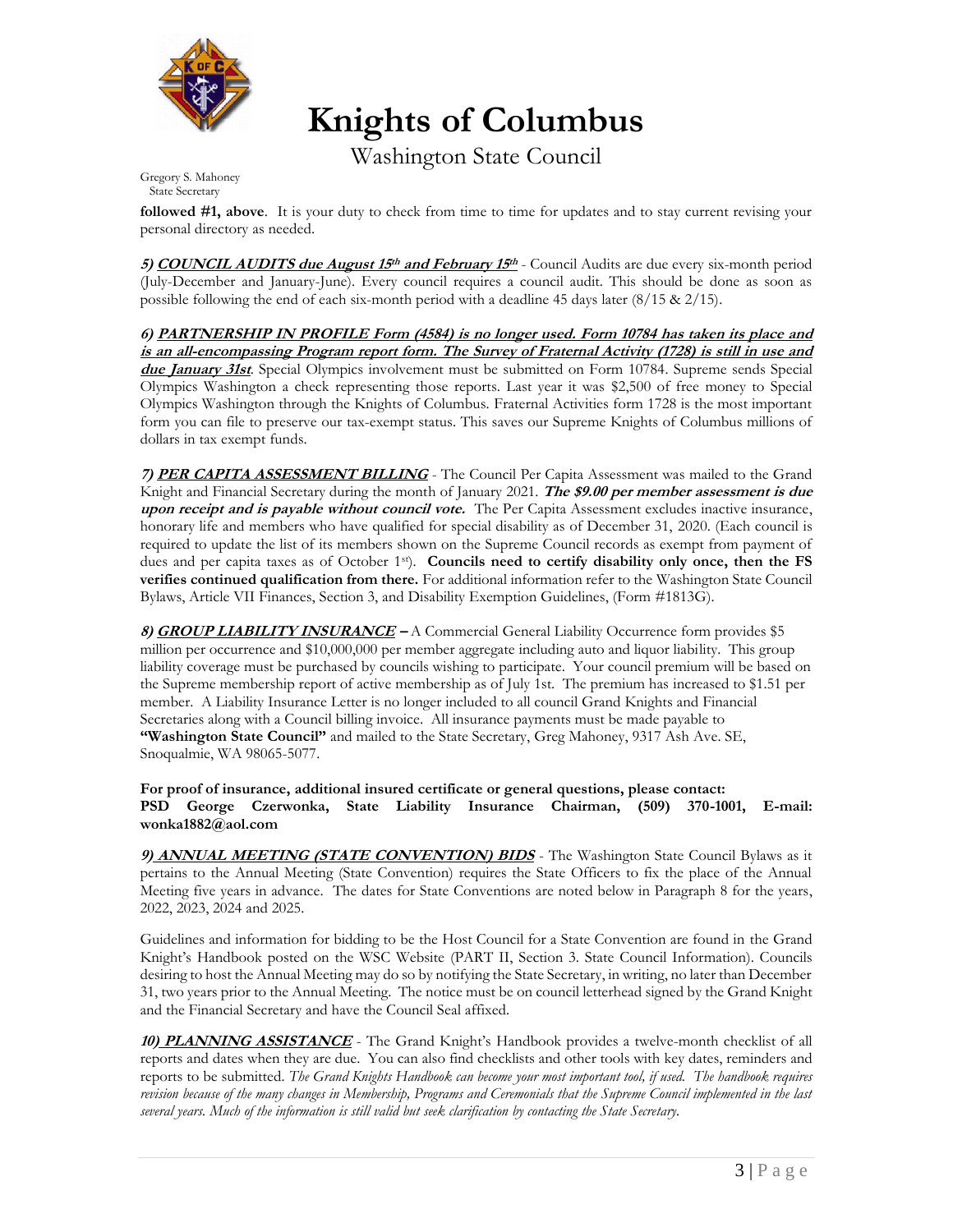# Knights of Columbus

Washington State Council

Gregory S. Mahoney
State Secretary

**followed #1, above**. It is your duty to check from time to time for updates and to stay current revising your personal directory as needed.

***5) COUNCIL AUDITS due August 15th and February 15th*** - Council Audits are due every six-month period (July-December and January-June). Every council requires a council audit. This should be done as soon as possible following the end of each six-month period with a deadline 45 days later (8/15 & 2/15).

***6) PARTNERSHIP IN PROFILE Form (4584) is no longer used. Form 10784 has taken its place and is an all-encompassing Program report form. The Survey of Fraternal Activity (1728) is still in use and due January 31st***. Special Olympics involvement must be submitted on Form 10784. Supreme sends Special Olympics Washington a check representing those reports. Last year it was $2,500 of free money to Special Olympics Washington through the Knights of Columbus. Fraternal Activities form 1728 is the most important form you can file to preserve our tax-exempt status. This saves our Supreme Knights of Columbus millions of dollars in tax exempt funds.

***7) PER CAPITA ASSESSMENT BILLING*** - The Council Per Capita Assessment was mailed to the Grand Knight and Financial Secretary during the month of January 2021. ***The $9.00 per member assessment is due upon receipt and is payable without council vote.*** The Per Capita Assessment excludes inactive insurance, honorary life and members who have qualified for special disability as of December 31, 2020. (Each council is required to update the list of its members shown on the Supreme Council records as exempt from payment of dues and per capita taxes as of October 1st). **Councils need to certify disability only once, then the FS verifies continued qualification from there.** For additional information refer to the Washington State Council Bylaws, Article VII Finances, Section 3, and Disability Exemption Guidelines, (Form #1813G).

***8) GROUP LIABILITY INSURANCE*** **–** A Commercial General Liability Occurrence form provides $5 million per occurrence and $10,000,000 per member aggregate including auto and liquor liability. This group liability coverage must be purchased by councils wishing to participate. Your council premium will be based on the Supreme membership report of active membership as of July 1st. The premium has increased to $1.51 per member. A Liability Insurance Letter is no longer included to all council Grand Knights and Financial Secretaries along with a Council billing invoice. All insurance payments must be made payable to **"Washington State Council"** and mailed to the State Secretary, Greg Mahoney, 9317 Ash Ave. SE, Snoqualmie, WA 98065-5077.

**For proof of insurance, additional insured certificate or general questions, please contact: PSD George Czerwonka, State Liability Insurance Chairman, (509) 370-1001, E-mail: wonka1882@aol.com**

***9) ANNUAL MEETING (STATE CONVENTION) BIDS*** - The Washington State Council Bylaws as it pertains to the Annual Meeting (State Convention) requires the State Officers to fix the place of the Annual Meeting five years in advance. The dates for State Conventions are noted below in Paragraph 8 for the years, 2022, 2023, 2024 and 2025.

Guidelines and information for bidding to be the Host Council for a State Convention are found in the Grand Knight's Handbook posted on the WSC Website (PART II, Section 3. State Council Information). Councils desiring to host the Annual Meeting may do so by notifying the State Secretary, in writing, no later than December 31, two years prior to the Annual Meeting. The notice must be on council letterhead signed by the Grand Knight and the Financial Secretary and have the Council Seal affixed.

***10) PLANNING ASSISTANCE*** - The Grand Knight's Handbook provides a twelve-month checklist of all reports and dates when they are due. You can also find checklists and other tools with key dates, reminders and reports to be submitted. *The Grand Knights Handbook can become your most important tool, if used. The handbook requires revision because of the many changes in Membership, Programs and Ceremonials that the Supreme Council implemented in the last several years. Much of the information is still valid but seek clarification by contacting the State Secretary.*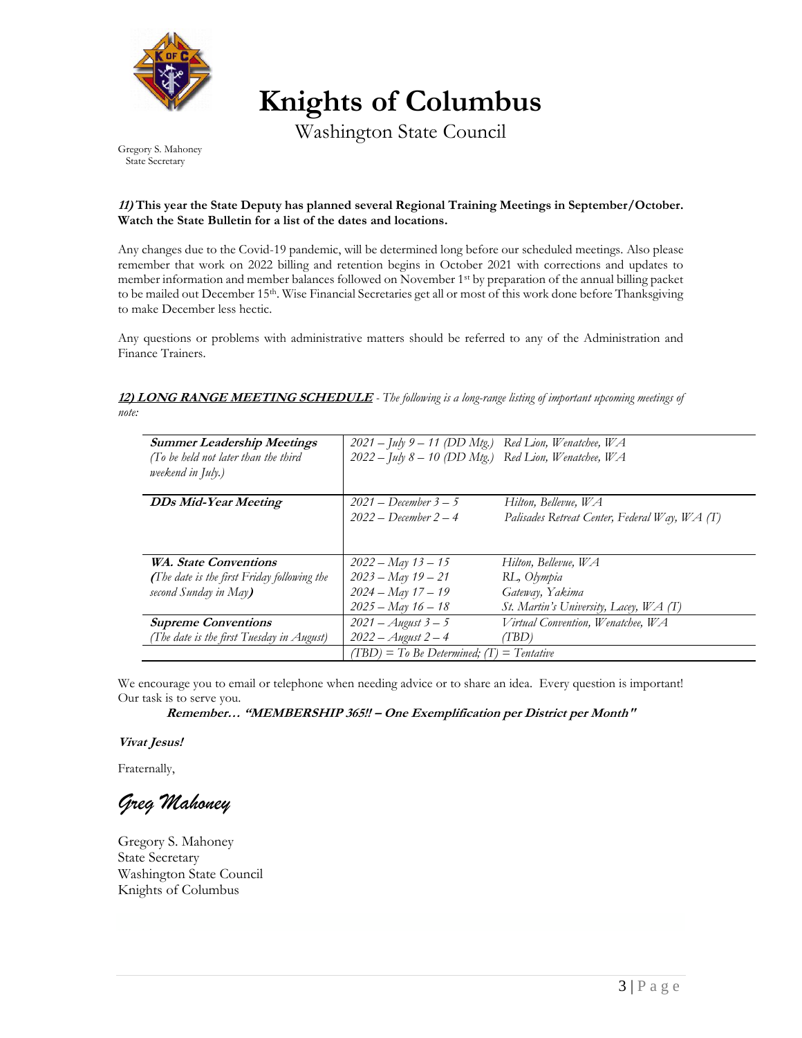# Knights of Columbus

Washington State Council

Gregory S. Mahoney
State Secretary

***11)*** **This year the State Deputy has planned several Regional Training Meetings in September/October. Watch the State Bulletin for a list of the dates and locations.**

Any changes due to the Covid-19 pandemic, will be determined long before our scheduled meetings. Also please remember that work on 2022 billing and retention begins in October 2021 with corrections and updates to member information and member balances followed on November 1st by preparation of the annual billing packet to be mailed out December 15th. Wise Financial Secretaries get all or most of this work done before Thanksgiving to make December less hectic.

Any questions or problems with administrative matters should be referred to any of the Administration and Finance Trainers.

***12) LONG RANGE MEETING SCHEDULE*** *- The following is a long-range listing of important upcoming meetings of note:*

| | | |
|---|---|---|
| ***Summer Leadership Meetings*** *(To be held not later than the third weekend in July.)* | *2021 – July 9 – 11 (DD Mtg.)*<br>*2022 – July 8 – 10 (DD Mtg.)* | *Red Lion, Wenatchee, WA*<br>*Red Lion, Wenatchee, WA* |
| ***DDs Mid-Year Meeting*** | *2021 – December 3 – 5*<br>*2022 – December 2 – 4* | *Hilton, Bellevue, WA*<br>*Palisades Retreat Center, Federal Way, WA (T)* |
| ***WA. State Conventions*** *(The date is the first Friday following the second Sunday in May)* | *2022 – May 13 – 15*<br>*2023 – May 19 – 21*<br>*2024 – May 17 – 19*<br>*2025 – May 16 – 18* | *Hilton, Bellevue, WA*<br>*RL, Olympia*<br>*Gateway, Yakima*<br>*St. Martin's University, Lacey, WA (T)* |
| ***Supreme Conventions*** *(The date is the first Tuesday in August)* | *2021 – August 3 – 5*<br>*2022 – August 2 – 4* | *Virtual Convention, Wenatchee, WA*<br>*(TBD)* |
| | *(TBD) = To Be Determined; (T) = Tentative* | |

We encourage you to email or telephone when needing advice or to share an idea. Every question is important! Our task is to serve you.

***Remember… "MEMBERSHIP 365!! – One Exemplification per District per Month"***

***Vivat Jesus!***

Fraternally,

*Greg Mahoney*

Gregory S. Mahoney
State Secretary
Washington State Council
Knights of Columbus